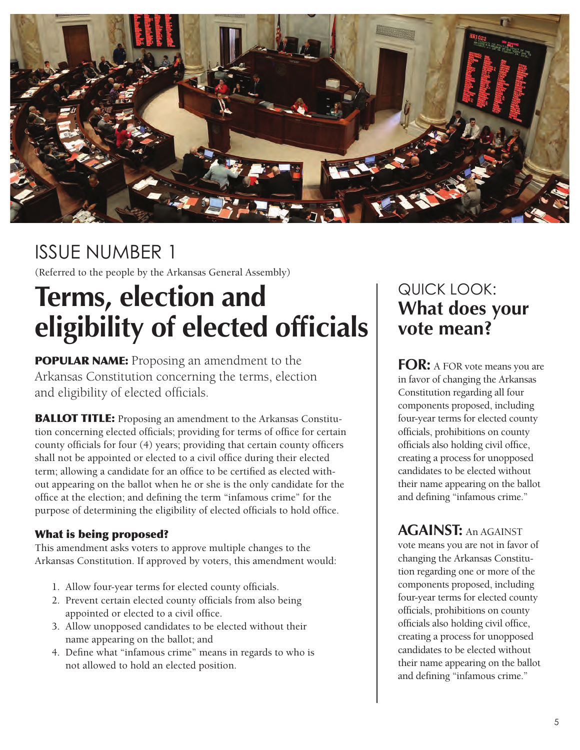# ISSUE NUMBER 1

(Referred to the people by the Arkansas General Assembly)

## Terms, election and eligibility of elected officials

**POPULAR NAME:** Proposing an amendment to the Arkansas Constitution concerning the terms, election and eligibility of elected officials.

**BALLOT TITLE:** Proposing an amendment to the Arkansas Constitution concerning elected officials; providing for terms of office for certain county officials for four (4) years; providing that certain county officers shall not be appointed or elected to a civil office during their elected term; allowing a candidate for an office to be certified as elected without appearing on the ballot when he or she is the only candidate for the office at the election; and defining the term "infamous crime" for the purpose of determining the eligibility of elected officials to hold office.

### What is being proposed?

This amendment asks voters to approve multiple changes to the Arkansas Constitution. If approved by voters, this amendment would:

1. Allow four-year terms for elected county officials.
2. Prevent certain elected county officials from also being appointed or elected to a civil office.
3. Allow unopposed candidates to be elected without their name appearing on the ballot; and
4. Define what "infamous crime" means in regards to who is not allowed to hold an elected position.

## QUICK LOOK: What does your vote mean?

**FOR:** A FOR vote means you are in favor of changing the Arkansas Constitution regarding all four components proposed, including four-year terms for elected county officials, prohibitions on county officials also holding civil office, creating a process for unopposed candidates to be elected without their name appearing on the ballot and defining "infamous crime."

**AGAINST:** An AGAINST vote means you are not in favor of changing the Arkansas Constitution regarding one or more of the components proposed, including four-year terms for elected county officials, prohibitions on county officials also holding civil office, creating a process for unopposed candidates to be elected without their name appearing on the ballot and defining "infamous crime."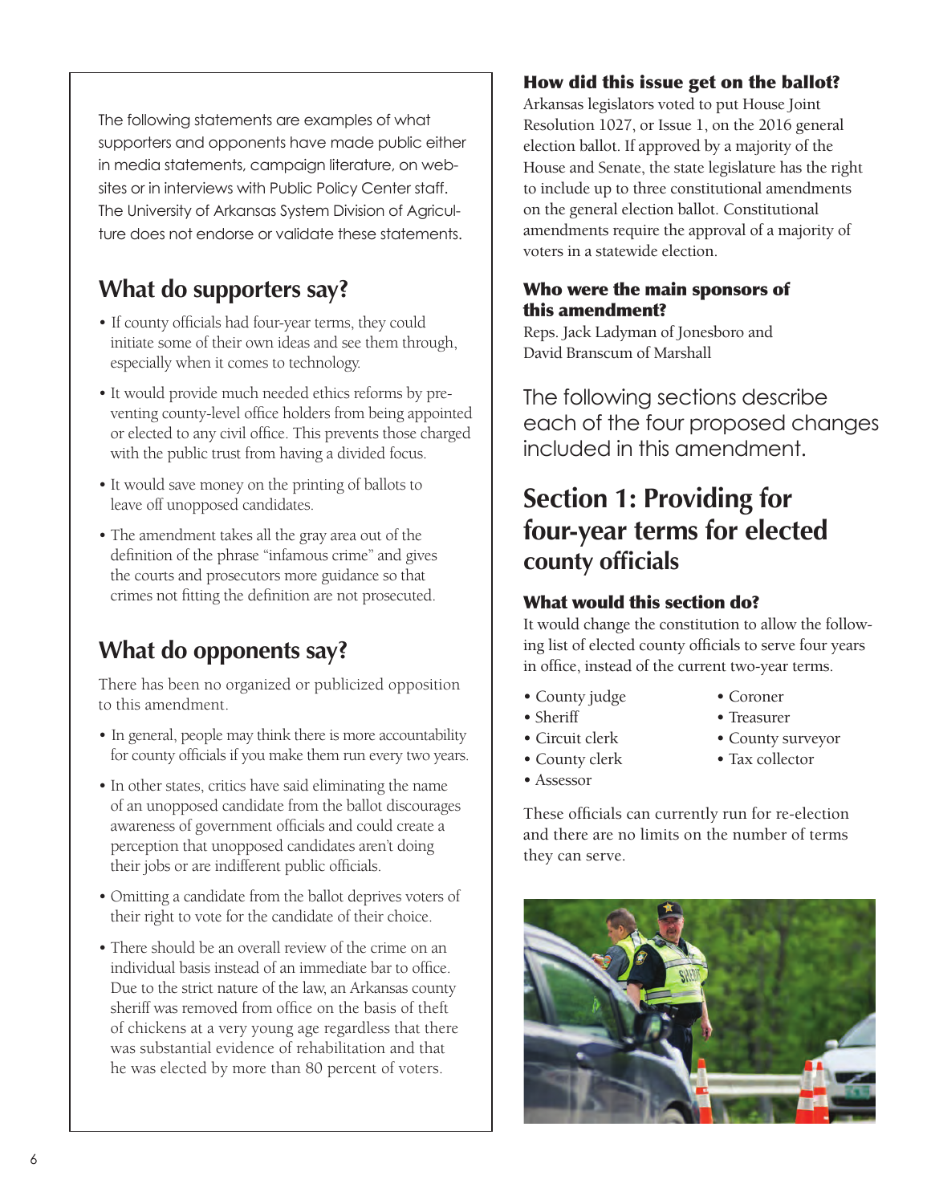The following statements are examples of what supporters and opponents have made public either in media statements, campaign literature, on websites or in interviews with Public Policy Center staff. The University of Arkansas System Division of Agriculture does not endorse or validate these statements.

## What do supporters say?

- If county officials had four-year terms, they could initiate some of their own ideas and see them through, especially when it comes to technology.
- It would provide much needed ethics reforms by preventing county-level office holders from being appointed or elected to any civil office. This prevents those charged with the public trust from having a divided focus.
- It would save money on the printing of ballots to leave off unopposed candidates.
- The amendment takes all the gray area out of the definition of the phrase "infamous crime" and gives the courts and prosecutors more guidance so that crimes not fitting the definition are not prosecuted.

## What do opponents say?

There has been no organized or publicized opposition to this amendment.

- In general, people may think there is more accountability for county officials if you make them run every two years.
- In other states, critics have said eliminating the name of an unopposed candidate from the ballot discourages awareness of government officials and could create a perception that unopposed candidates aren't doing their jobs or are indifferent public officials.
- Omitting a candidate from the ballot deprives voters of their right to vote for the candidate of their choice.
- There should be an overall review of the crime on an individual basis instead of an immediate bar to office. Due to the strict nature of the law, an Arkansas county sheriff was removed from office on the basis of theft of chickens at a very young age regardless that there was substantial evidence of rehabilitation and that he was elected by more than 80 percent of voters.

### How did this issue get on the ballot?

Arkansas legislators voted to put House Joint Resolution 1027, or Issue 1, on the 2016 general election ballot. If approved by a majority of the House and Senate, the state legislature has the right to include up to three constitutional amendments on the general election ballot. Constitutional amendments require the approval of a majority of voters in a statewide election.

### Who were the main sponsors of this amendment?

Reps. Jack Ladyman of Jonesboro and David Branscum of Marshall

The following sections describe each of the four proposed changes included in this amendment.

## Section 1: Providing for four-year terms for elected county officials

### What would this section do?

It would change the constitution to allow the following list of elected county officials to serve four years in office, instead of the current two-year terms.

- County judge
- Sheriff
- Circuit clerk
- County clerk
- Assessor
- Coroner
- Treasurer
- County surveyor
- Tax collector

These officials can currently run for re-election and there are no limits on the number of terms they can serve.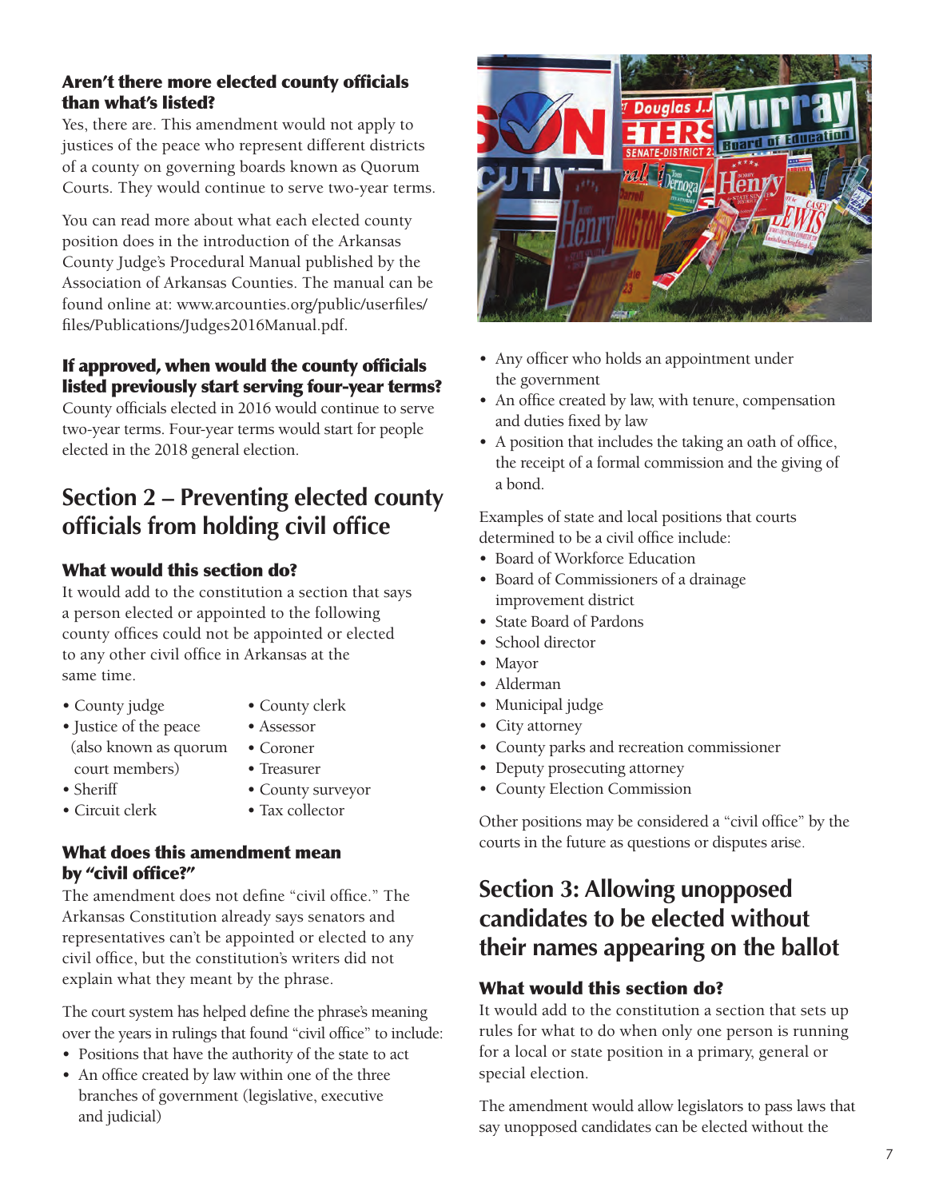### Aren't there more elected county officials than what's listed?

Yes, there are. This amendment would not apply to justices of the peace who represent different districts of a county on governing boards known as Quorum Courts. They would continue to serve two-year terms.

You can read more about what each elected county position does in the introduction of the Arkansas County Judge's Procedural Manual published by the Association of Arkansas Counties. The manual can be found online at: www.arcounties.org/public/userfiles/files/Publications/Judges2016Manual.pdf.

### If approved, when would the county officials listed previously start serving four-year terms?

County officials elected in 2016 would continue to serve two-year terms. Four-year terms would start for people elected in the 2018 general election.

## Section 2 – Preventing elected county officials from holding civil office

### What would this section do?

It would add to the constitution a section that says a person elected or appointed to the following county offices could not be appointed or elected to any other civil office in Arkansas at the same time.

- County judge
- Justice of the peace (also known as quorum court members)
- Sheriff
- Circuit clerk
- County clerk
- Assessor
- Coroner
- Treasurer
- County surveyor
- Tax collector

### What does this amendment mean by "civil office?"

The amendment does not define "civil office." The Arkansas Constitution already says senators and representatives can't be appointed or elected to any civil office, but the constitution's writers did not explain what they meant by the phrase.

The court system has helped define the phrase's meaning over the years in rulings that found "civil office" to include:

- Positions that have the authority of the state to act
- An office created by law within one of the three branches of government (legislative, executive and judicial)
- Any officer who holds an appointment under the government
- An office created by law, with tenure, compensation and duties fixed by law
- A position that includes the taking an oath of office, the receipt of a formal commission and the giving of a bond.

Examples of state and local positions that courts determined to be a civil office include:

- Board of Workforce Education
- Board of Commissioners of a drainage improvement district
- State Board of Pardons
- School director
- Mayor
- Alderman
- Municipal judge
- City attorney
- County parks and recreation commissioner
- Deputy prosecuting attorney
- County Election Commission

Other positions may be considered a "civil office" by the courts in the future as questions or disputes arise.

## Section 3: Allowing unopposed candidates to be elected without their names appearing on the ballot

### What would this section do?

It would add to the constitution a section that sets up rules for what to do when only one person is running for a local or state position in a primary, general or special election.

The amendment would allow legislators to pass laws that say unopposed candidates can be elected without the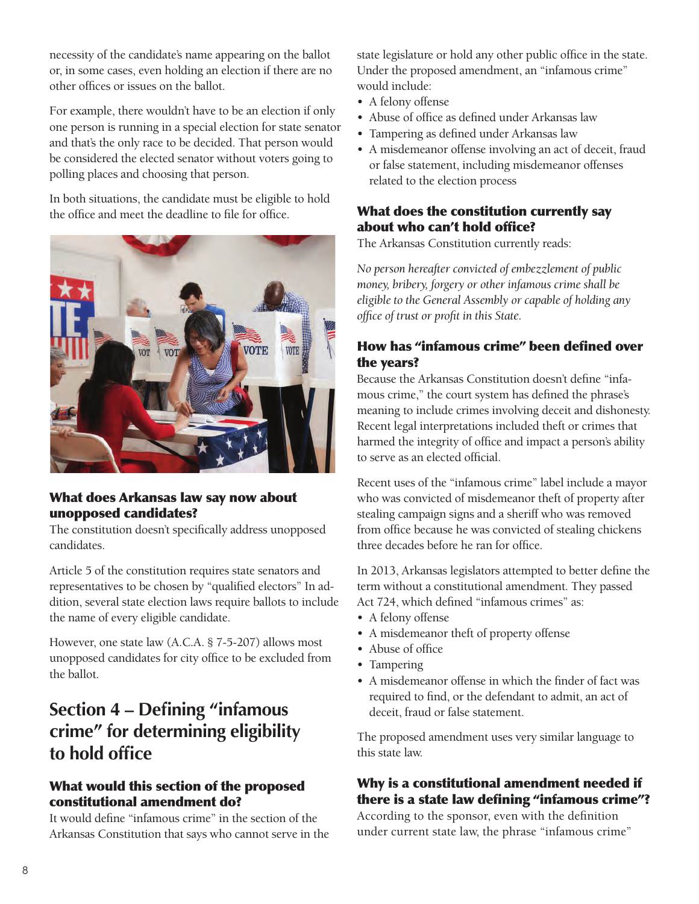necessity of the candidate's name appearing on the ballot or, in some cases, even holding an election if there are no other offices or issues on the ballot.

For example, there wouldn't have to be an election if only one person is running in a special election for state senator and that's the only race to be decided. That person would be considered the elected senator without voters going to polling places and choosing that person.

In both situations, the candidate must be eligible to hold the office and meet the deadline to file for office.

### What does Arkansas law say now about unopposed candidates?

The constitution doesn't specifically address unopposed candidates.

Article 5 of the constitution requires state senators and representatives to be chosen by "qualified electors" In addition, several state election laws require ballots to include the name of every eligible candidate.

However, one state law (A.C.A. § 7-5-207) allows most unopposed candidates for city office to be excluded from the ballot.

## Section 4 – Defining "infamous crime" for determining eligibility to hold office

### What would this section of the proposed constitutional amendment do?

It would define "infamous crime" in the section of the Arkansas Constitution that says who cannot serve in the state legislature or hold any other public office in the state. Under the proposed amendment, an "infamous crime" would include:

- A felony offense
- Abuse of office as defined under Arkansas law
- Tampering as defined under Arkansas law
- A misdemeanor offense involving an act of deceit, fraud or false statement, including misdemeanor offenses related to the election process

### What does the constitution currently say about who can't hold office?

The Arkansas Constitution currently reads:

*No person hereafter convicted of embezzlement of public money, bribery, forgery or other infamous crime shall be eligible to the General Assembly or capable of holding any office of trust or profit in this State.*

### How has "infamous crime" been defined over the years?

Because the Arkansas Constitution doesn't define "infamous crime," the court system has defined the phrase's meaning to include crimes involving deceit and dishonesty. Recent legal interpretations included theft or crimes that harmed the integrity of office and impact a person's ability to serve as an elected official.

Recent uses of the "infamous crime" label include a mayor who was convicted of misdemeanor theft of property after stealing campaign signs and a sheriff who was removed from office because he was convicted of stealing chickens three decades before he ran for office.

In 2013, Arkansas legislators attempted to better define the term without a constitutional amendment. They passed Act 724, which defined "infamous crimes" as:

- A felony offense
- A misdemeanor theft of property offense
- Abuse of office
- Tampering
- A misdemeanor offense in which the finder of fact was required to find, or the defendant to admit, an act of deceit, fraud or false statement.

The proposed amendment uses very similar language to this state law.

### Why is a constitutional amendment needed if there is a state law defining "infamous crime"?

According to the sponsor, even with the definition under current state law, the phrase "infamous crime"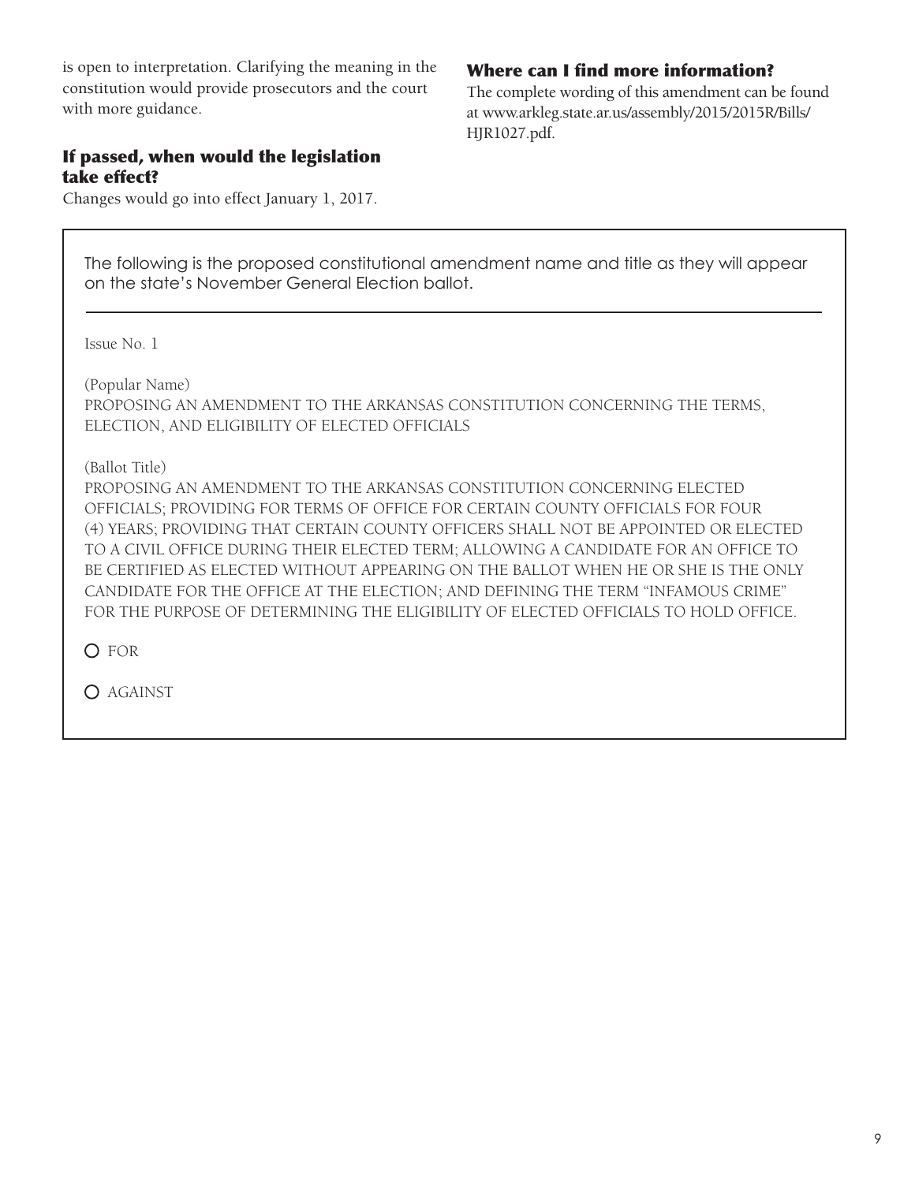is open to interpretation. Clarifying the meaning in the constitution would provide prosecutors and the court with more guidance.

### If passed, when would the legislation take effect?

Changes would go into effect January 1, 2017.

### Where can I find more information?

The complete wording of this amendment can be found at www.arkleg.state.ar.us/assembly/2015/2015R/Bills/HJR1027.pdf.

---

The following is the proposed constitutional amendment name and title as they will appear on the state's November General Election ballot.

---

Issue No. 1

(Popular Name)
PROPOSING AN AMENDMENT TO THE ARKANSAS CONSTITUTION CONCERNING THE TERMS, ELECTION, AND ELIGIBILITY OF ELECTED OFFICIALS

(Ballot Title)
PROPOSING AN AMENDMENT TO THE ARKANSAS CONSTITUTION CONCERNING ELECTED OFFICIALS; PROVIDING FOR TERMS OF OFFICE FOR CERTAIN COUNTY OFFICIALS FOR FOUR (4) YEARS; PROVIDING THAT CERTAIN COUNTY OFFICERS SHALL NOT BE APPOINTED OR ELECTED TO A CIVIL OFFICE DURING THEIR ELECTED TERM; ALLOWING A CANDIDATE FOR AN OFFICE TO BE CERTIFIED AS ELECTED WITHOUT APPEARING ON THE BALLOT WHEN HE OR SHE IS THE ONLY CANDIDATE FOR THE OFFICE AT THE ELECTION; AND DEFINING THE TERM "INFAMOUS CRIME" FOR THE PURPOSE OF DETERMINING THE ELIGIBILITY OF ELECTED OFFICIALS TO HOLD OFFICE.

○ FOR

○ AGAINST